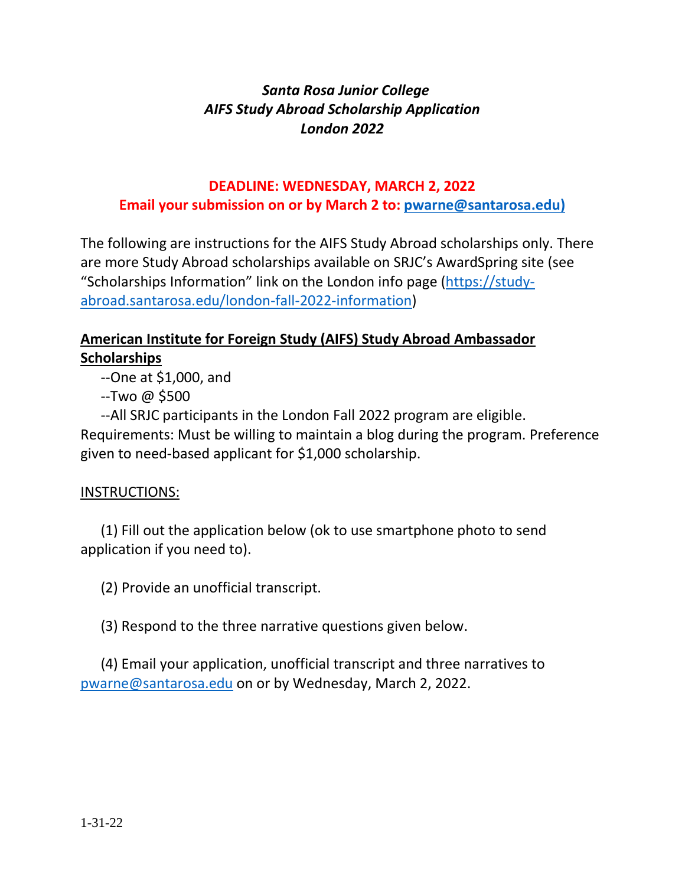***Santa Rosa Junior College***
***AIFS Study Abroad Scholarship Application***
***London 2022***

**DEADLINE: WEDNESDAY, MARCH 2, 2022**
**Email your submission on or by March 2 to: pwarne@santarosa.edu)**

The following are instructions for the AIFS Study Abroad scholarships only. There are more Study Abroad scholarships available on SRJC's AwardSpring site (see "Scholarships Information" link on the London info page (https://study-abroad.santarosa.edu/london-fall-2022-information)

**American Institute for Foreign Study (AIFS) Study Abroad Ambassador Scholarships**

--One at $1,000, and
--Two @ $500
--All SRJC participants in the London Fall 2022 program are eligible.

Requirements: Must be willing to maintain a blog during the program. Preference given to need-based applicant for $1,000 scholarship.

INSTRUCTIONS:

(1) Fill out the application below (ok to use smartphone photo to send application if you need to).

(2) Provide an unofficial transcript.

(3) Respond to the three narrative questions given below.

(4) Email your application, unofficial transcript and three narratives to pwarne@santarosa.edu on or by Wednesday, March 2, 2022.

1-31-22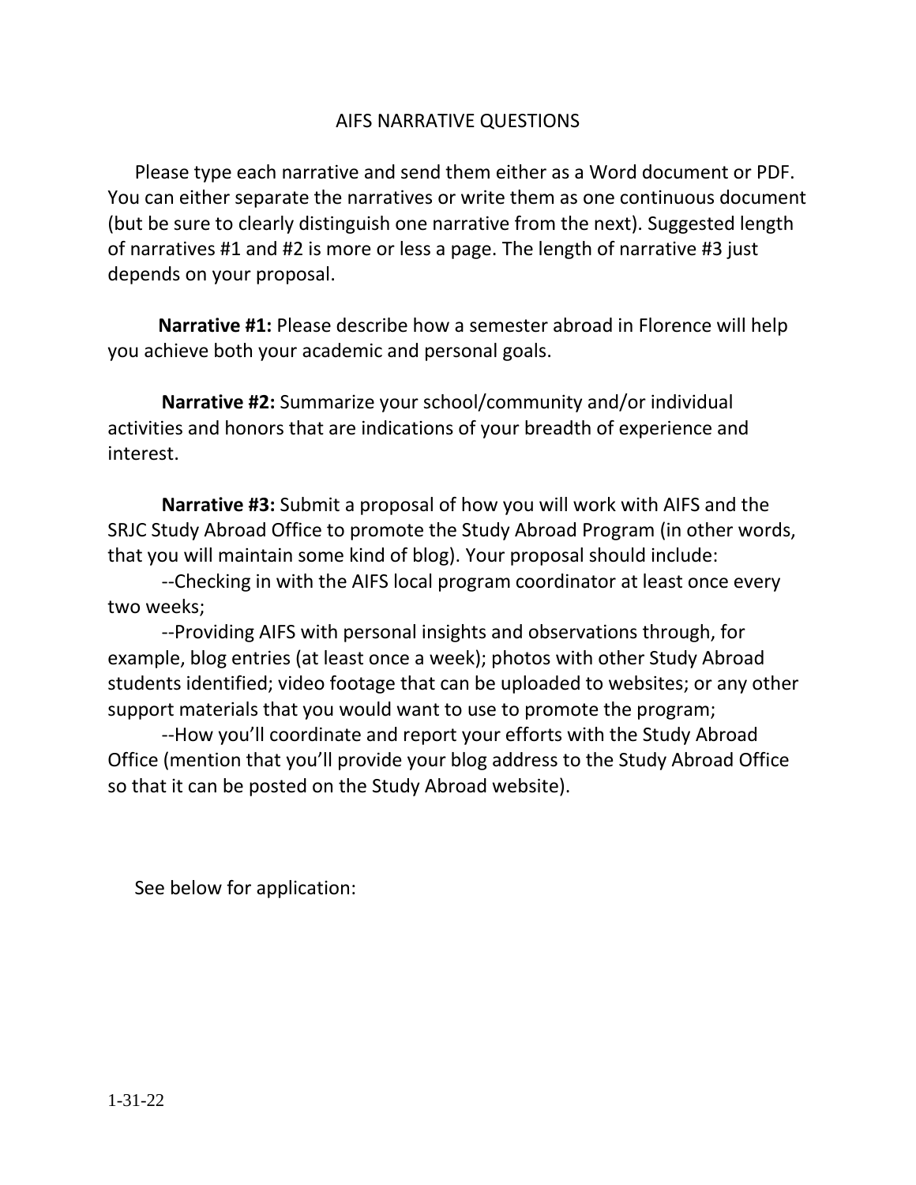# AIFS NARRATIVE QUESTIONS

Please type each narrative and send them either as a Word document or PDF. You can either separate the narratives or write them as one continuous document (but be sure to clearly distinguish one narrative from the next). Suggested length of narratives #1 and #2 is more or less a page. The length of narrative #3 just depends on your proposal.

**Narrative #1:** Please describe how a semester abroad in Florence will help you achieve both your academic and personal goals.

**Narrative #2:** Summarize your school/community and/or individual activities and honors that are indications of your breadth of experience and interest.

**Narrative #3:** Submit a proposal of how you will work with AIFS and the SRJC Study Abroad Office to promote the Study Abroad Program (in other words, that you will maintain some kind of blog). Your proposal should include:

--Checking in with the AIFS local program coordinator at least once every two weeks;

--Providing AIFS with personal insights and observations through, for example, blog entries (at least once a week); photos with other Study Abroad students identified; video footage that can be uploaded to websites; or any other support materials that you would want to use to promote the program;

--How you'll coordinate and report your efforts with the Study Abroad Office (mention that you'll provide your blog address to the Study Abroad Office so that it can be posted on the Study Abroad website).

See below for application:

1-31-22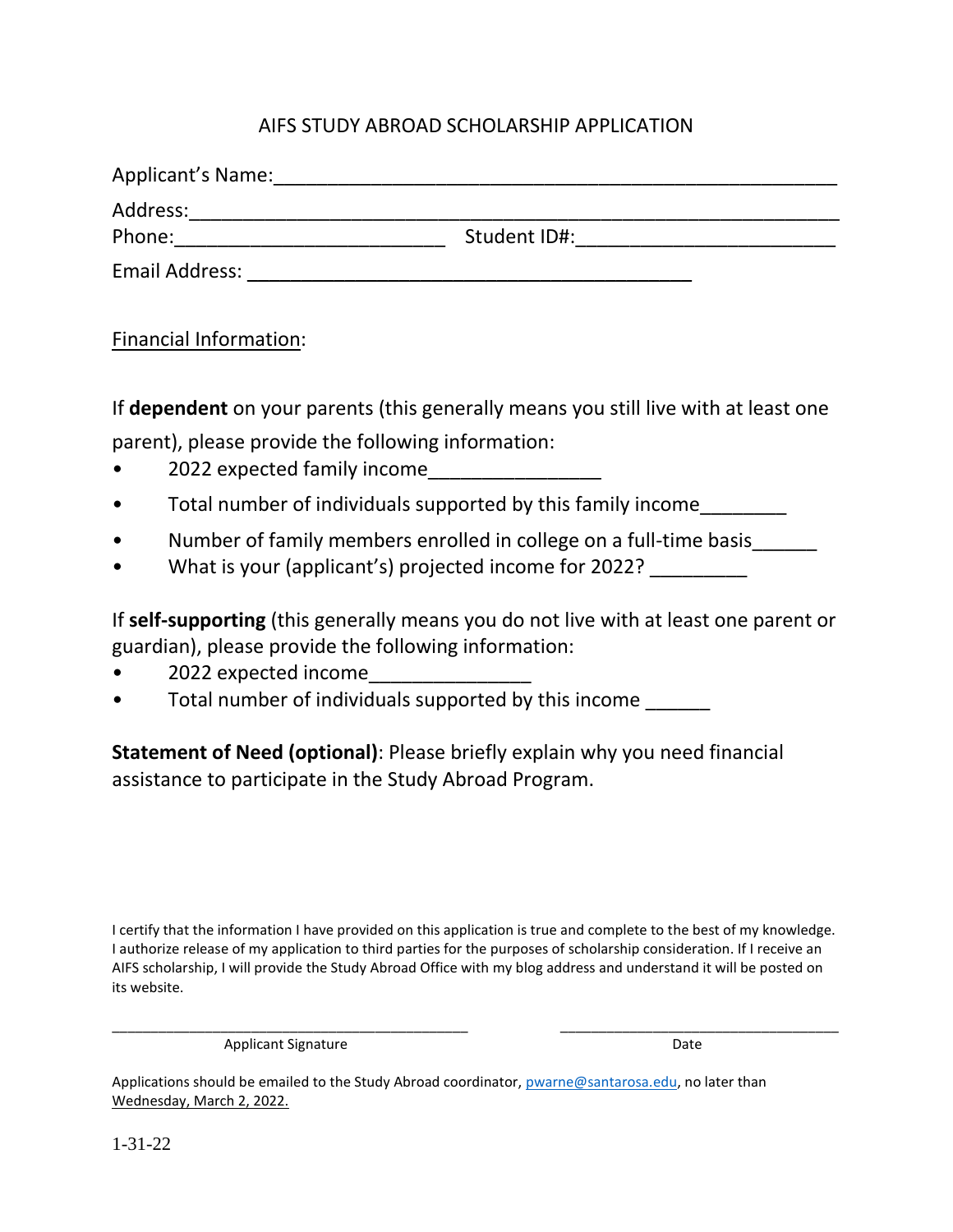# AIFS STUDY ABROAD SCHOLARSHIP APPLICATION

Applicant's Name:_______________________________________________

Address:_______________________________________________________

Phone:_________________________ Student ID#:________________________

Email Address: ________________________________________

Financial Information:

If **dependent** on your parents (this generally means you still live with at least one parent), please provide the following information:

- 2022 expected family income________________
- Total number of individuals supported by this family income________
- Number of family members enrolled in college on a full-time basis______
- What is your (applicant's) projected income for 2022? _________

If **self-supporting** (this generally means you do not live with at least one parent or guardian), please provide the following information:

- 2022 expected income_______________
- Total number of individuals supported by this income ______

**Statement of Need (optional)**: Please briefly explain why you need financial assistance to participate in the Study Abroad Program.

I certify that the information I have provided on this application is true and complete to the best of my knowledge. I authorize release of my application to third parties for the purposes of scholarship consideration. If I receive an AIFS scholarship, I will provide the Study Abroad Office with my blog address and understand it will be posted on its website.

____________________________________________ ____________________________________

Applicant Signature Date

Applications should be emailed to the Study Abroad coordinator, pwarne@santarosa.edu, no later than Wednesday, March 2, 2022.

1-31-22